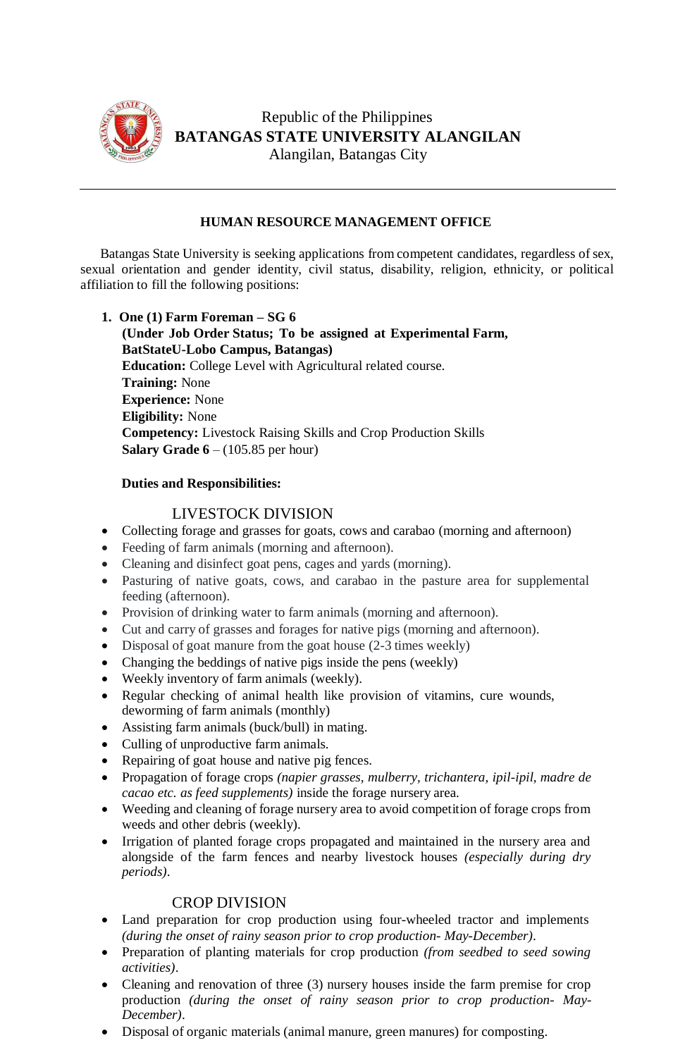Republic of the Philippines
**BATANGAS STATE UNIVERSITY ALANGILAN**
Alangilan, Batangas City

---

**HUMAN RESOURCE MANAGEMENT OFFICE**

Batangas State University is seeking applications from competent candidates, regardless of sex, sexual orientation and gender identity, civil status, disability, religion, ethnicity, or political affiliation to fill the following positions:

1. **One (1) Farm Foreman – SG 6**
   **(Under Job Order Status; To be assigned at Experimental Farm, BatStateU-Lobo Campus, Batangas)**
   **Education:** College Level with Agricultural related course.
   **Training:** None
   **Experience:** None
   **Eligibility:** None
   **Competency:** Livestock Raising Skills and Crop Production Skills
   **Salary Grade 6** – (105.85 per hour)

   **Duties and Responsibilities:**

   LIVESTOCK DIVISION

- Collecting forage and grasses for goats, cows and carabao (morning and afternoon)
- Feeding of farm animals (morning and afternoon).
- Cleaning and disinfect goat pens, cages and yards (morning).
- Pasturing of native goats, cows, and carabao in the pasture area for supplemental feeding (afternoon).
- Provision of drinking water to farm animals (morning and afternoon).
- Cut and carry of grasses and forages for native pigs (morning and afternoon).
- Disposal of goat manure from the goat house (2-3 times weekly)
- Changing the beddings of native pigs inside the pens (weekly)
- Weekly inventory of farm animals (weekly).
- Regular checking of animal health like provision of vitamins, cure wounds, deworming of farm animals (monthly)
- Assisting farm animals (buck/bull) in mating.
- Culling of unproductive farm animals.
- Repairing of goat house and native pig fences.
- Propagation of forage crops *(napier grasses, mulberry, trichantera, ipil-ipil, madre de cacao etc. as feed supplements)* inside the forage nursery area.
- Weeding and cleaning of forage nursery area to avoid competition of forage crops from weeds and other debris (weekly).
- Irrigation of planted forage crops propagated and maintained in the nursery area and alongside of the farm fences and nearby livestock houses *(especially during dry periods)*.

CROP DIVISION

- Land preparation for crop production using four-wheeled tractor and implements *(during the onset of rainy season prior to crop production- May-December)*.
- Preparation of planting materials for crop production *(from seedbed to seed sowing activities)*.
- Cleaning and renovation of three (3) nursery houses inside the farm premise for crop production *(during the onset of rainy season prior to crop production- May-December)*.
- Disposal of organic materials (animal manure, green manures) for composting.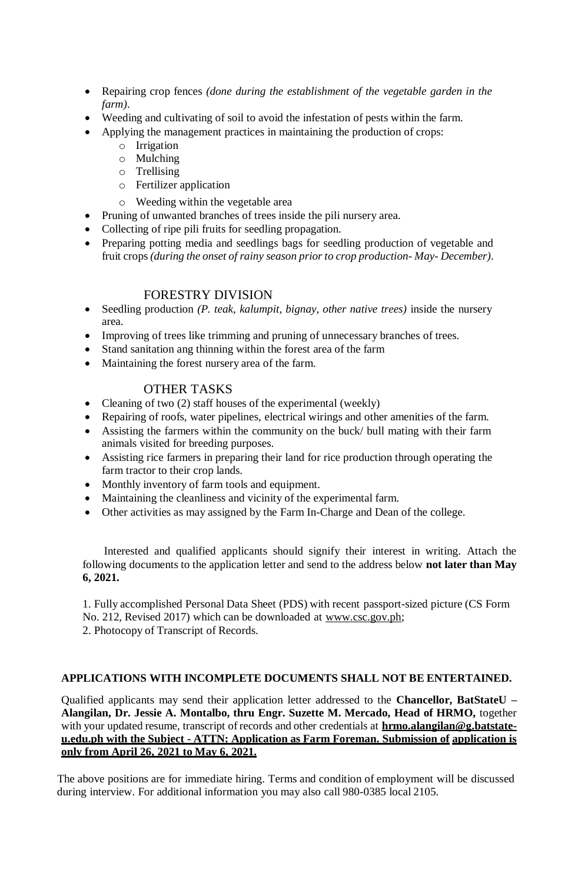- Repairing crop fences *(done during the establishment of the vegetable garden in the farm)*.
- Weeding and cultivating of soil to avoid the infestation of pests within the farm.
- Applying the management practices in maintaining the production of crops:
    - Irrigation
    - Mulching
    - Trellising
    - Fertilizer application
    - Weeding within the vegetable area
- Pruning of unwanted branches of trees inside the pili nursery area.
- Collecting of ripe pili fruits for seedling propagation.
- Preparing potting media and seedlings bags for seedling production of vegetable and fruit crops *(during the onset of rainy season prior to crop production- May- December)*.

## FORESTRY DIVISION

- Seedling production *(P. teak, kalumpit, bignay, other native trees)* inside the nursery area.
- Improving of trees like trimming and pruning of unnecessary branches of trees.
- Stand sanitation ang thinning within the forest area of the farm
- Maintaining the forest nursery area of the farm.

## OTHER TASKS

- Cleaning of two (2) staff houses of the experimental (weekly)
- Repairing of roofs, water pipelines, electrical wirings and other amenities of the farm.
- Assisting the farmers within the community on the buck/ bull mating with their farm animals visited for breeding purposes.
- Assisting rice farmers in preparing their land for rice production through operating the farm tractor to their crop lands.
- Monthly inventory of farm tools and equipment.
- Maintaining the cleanliness and vicinity of the experimental farm.
- Other activities as may assigned by the Farm In-Charge and Dean of the college.

Interested and qualified applicants should signify their interest in writing. Attach the following documents to the application letter and send to the address below **not later than May 6, 2021.**

1. Fully accomplished Personal Data Sheet (PDS) with recent passport-sized picture (CS Form No. 212, Revised 2017) which can be downloaded at www.csc.gov.ph;
2. Photocopy of Transcript of Records.

**APPLICATIONS WITH INCOMPLETE DOCUMENTS SHALL NOT BE ENTERTAINED.**

Qualified applicants may send their application letter addressed to the **Chancellor, BatStateU – Alangilan, Dr. Jessie A. Montalbo, thru Engr. Suzette M. Mercado, Head of HRMO,** together with your updated resume, transcript of records and other credentials at **hrmo.alangilan@g.batstate-u.edu.ph with the Subject - ATTN: Application as Farm Foreman. Submission of application is only from April 26, 2021 to May 6, 2021.**

The above positions are for immediate hiring. Terms and condition of employment will be discussed during interview. For additional information you may also call 980-0385 local 2105.